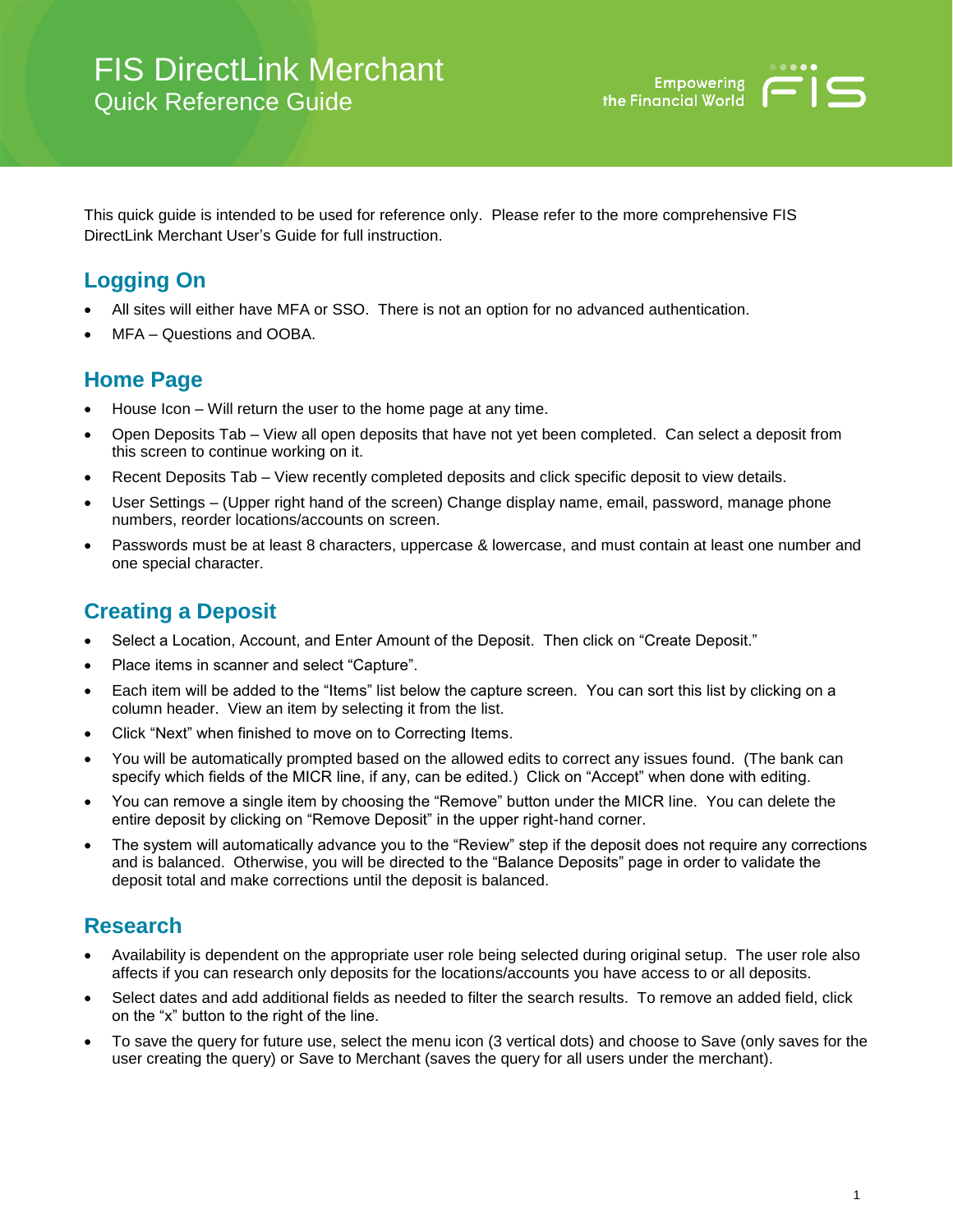# FIS DirectLink Merchant

## Quick Reference Guide

Empowering the Financial World

This quick guide is intended to be used for reference only. Please refer to the more comprehensive FIS DirectLink Merchant User's Guide for full instruction.

## Logging On

- All sites will either have MFA or SSO. There is not an option for no advanced authentication.
- MFA – Questions and OOBA.

## Home Page

- House Icon – Will return the user to the home page at any time.
- Open Deposits Tab – View all open deposits that have not yet been completed. Can select a deposit from this screen to continue working on it.
- Recent Deposits Tab – View recently completed deposits and click specific deposit to view details.
- User Settings – (Upper right hand of the screen) Change display name, email, password, manage phone numbers, reorder locations/accounts on screen.
- Passwords must be at least 8 characters, uppercase & lowercase, and must contain at least one number and one special character.

## Creating a Deposit

- Select a Location, Account, and Enter Amount of the Deposit. Then click on "Create Deposit."
- Place items in scanner and select "Capture".
- Each item will be added to the "Items" list below the capture screen. You can sort this list by clicking on a column header. View an item by selecting it from the list.
- Click "Next" when finished to move on to Correcting Items.
- You will be automatically prompted based on the allowed edits to correct any issues found. (The bank can specify which fields of the MICR line, if any, can be edited.) Click on "Accept" when done with editing.
- You can remove a single item by choosing the "Remove" button under the MICR line. You can delete the entire deposit by clicking on "Remove Deposit" in the upper right-hand corner.
- The system will automatically advance you to the "Review" step if the deposit does not require any corrections and is balanced. Otherwise, you will be directed to the "Balance Deposits" page in order to validate the deposit total and make corrections until the deposit is balanced.

## Research

- Availability is dependent on the appropriate user role being selected during original setup. The user role also affects if you can research only deposits for the locations/accounts you have access to or all deposits.
- Select dates and add additional fields as needed to filter the search results. To remove an added field, click on the "x" button to the right of the line.
- To save the query for future use, select the menu icon (3 vertical dots) and choose to Save (only saves for the user creating the query) or Save to Merchant (saves the query for all users under the merchant).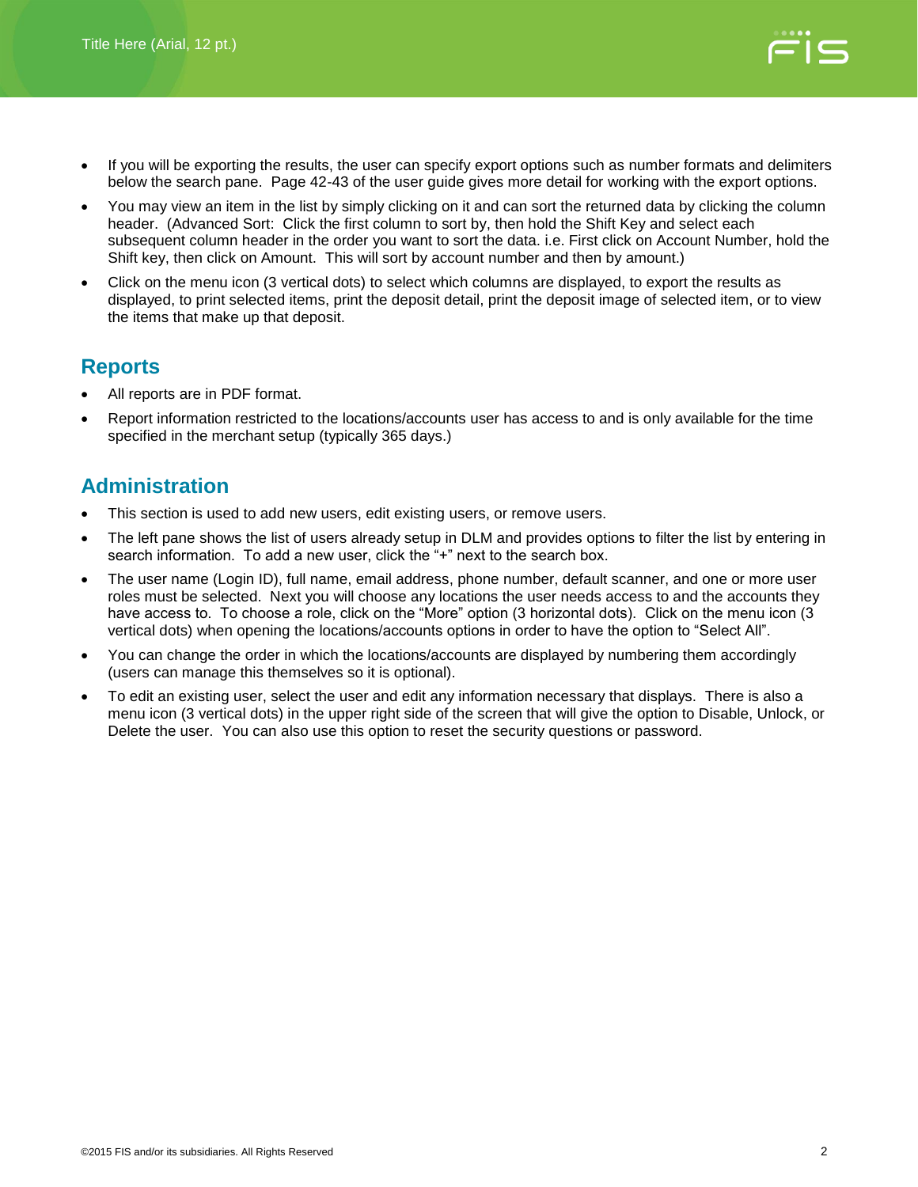- If you will be exporting the results, the user can specify export options such as number formats and delimiters below the search pane.  Page 42-43 of the user guide gives more detail for working with the export options.
- You may view an item in the list by simply clicking on it and can sort the returned data by clicking the column header.  (Advanced Sort:  Click the first column to sort by, then hold the Shift Key and select each subsequent column header in the order you want to sort the data. i.e. First click on Account Number, hold the Shift key, then click on Amount.  This will sort by account number and then by amount.)
- Click on the menu icon (3 vertical dots) to select which columns are displayed, to export the results as displayed, to print selected items, print the deposit detail, print the deposit image of selected item, or to view the items that make up that deposit.

## Reports

- All reports are in PDF format.
- Report information restricted to the locations/accounts user has access to and is only available for the time specified in the merchant setup (typically 365 days.)

## Administration

- This section is used to add new users, edit existing users, or remove users.
- The left pane shows the list of users already setup in DLM and provides options to filter the list by entering in search information.  To add a new user, click the "+" next to the search box.
- The user name (Login ID), full name, email address, phone number, default scanner, and one or more user roles must be selected.  Next you will choose any locations the user needs access to and the accounts they have access to.  To choose a role, click on the "More" option (3 horizontal dots).  Click on the menu icon (3 vertical dots) when opening the locations/accounts options in order to have the option to "Select All".
- You can change the order in which the locations/accounts are displayed by numbering them accordingly (users can manage this themselves so it is optional).
- To edit an existing user, select the user and edit any information necessary that displays.  There is also a menu icon (3 vertical dots) in the upper right side of the screen that will give the option to Disable, Unlock, or Delete the user.  You can also use this option to reset the security questions or password.